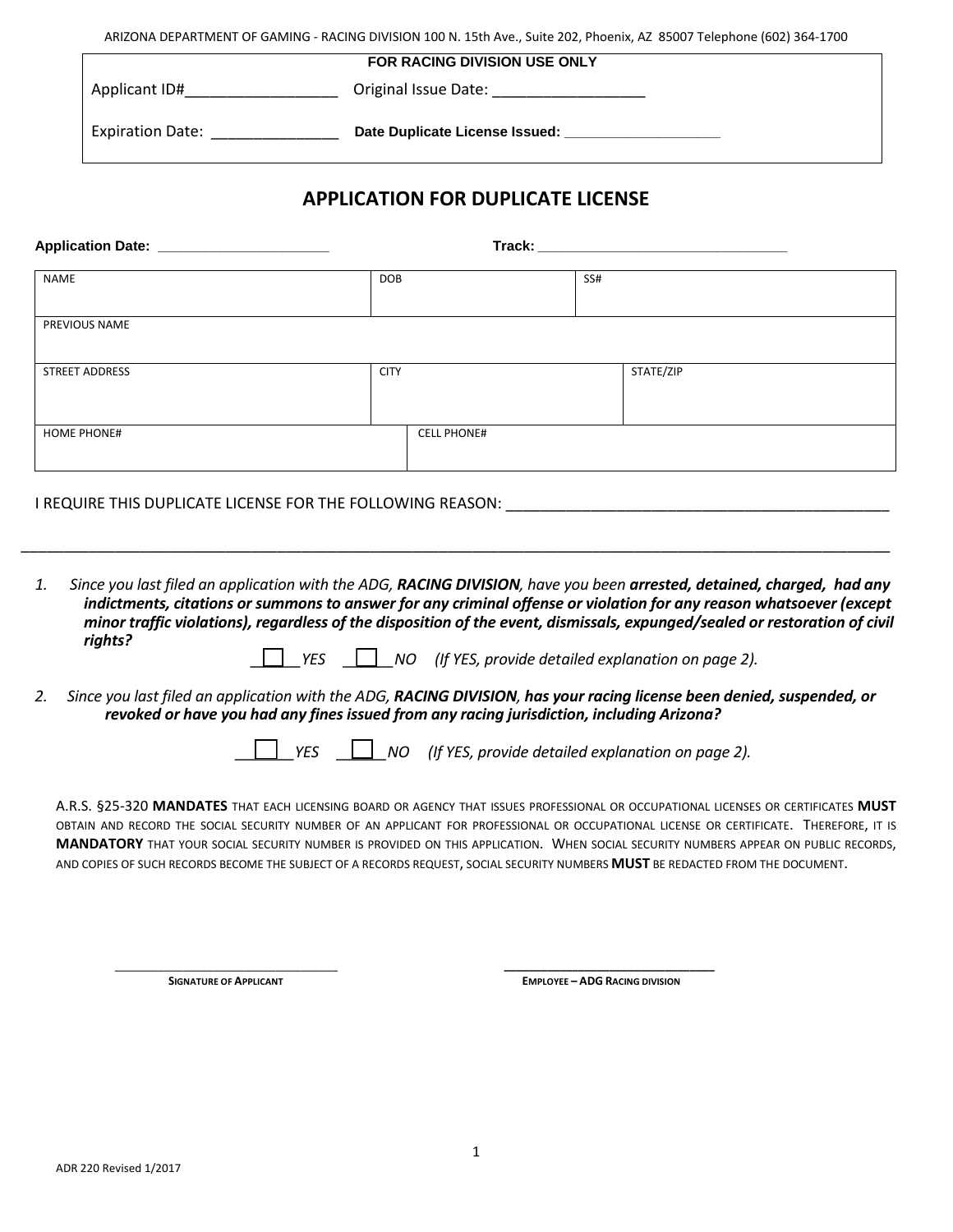ARIZONA DEPARTMENT OF GAMING - RACING DIVISION 100 N. 15th Ave., Suite 202, Phoenix, AZ 85007 Telephone (602) 364-1700

**FOR RACING DIVISION USE ONLY**

Applicant ID#__________________ Original Issue Date: __________________

Expiration Date: _______________ **Date Duplicate License Issued:** ____________________

# APPLICATION FOR DUPLICATE LICENSE

**Application Date:** ______________________ **Track:** ________________________________

| NAME | DOB | SS# |
|---|---|---|
| PREVIOUS NAME | | |
| STREET ADDRESS | CITY | STATE/ZIP |
| HOME PHONE# | CELL PHONE# | |

I REQUIRE THIS DUPLICATE LICENSE FOR THE FOLLOWING REASON: ______________________________________________

____________________________________________________________________________________________________

1. *Since you last filed an application with the ADG,* ***RACING DIVISION****, have you been* ***arrested, detained, charged, had any indictments, citations or summons to answer for any criminal offense or violation for any reason whatsoever (except minor traffic violations), regardless of the disposition of the event, dismissals, expunged/sealed or restoration of civil rights?***

   ☐ *YES* ☐ *NO (If YES, provide detailed explanation on page 2).*

2. *Since you last filed an application with the ADG,* ***RACING DIVISION****,* ***has your racing license been denied, suspended, or revoked or have you had any fines issued from any racing jurisdiction, including Arizona?***

   ☐ *YES* ☐ *NO (If YES, provide detailed explanation on page 2).*

A.R.S. §25-320 **MANDATES** THAT EACH LICENSING BOARD OR AGENCY THAT ISSUES PROFESSIONAL OR OCCUPATIONAL LICENSES OR CERTIFICATES **MUST** OBTAIN AND RECORD THE SOCIAL SECURITY NUMBER OF AN APPLICANT FOR PROFESSIONAL OR OCCUPATIONAL LICENSE OR CERTIFICATE. THEREFORE, IT IS **MANDATORY** THAT YOUR SOCIAL SECURITY NUMBER IS PROVIDED ON THIS APPLICATION. WHEN SOCIAL SECURITY NUMBERS APPEAR ON PUBLIC RECORDS, AND COPIES OF SUCH RECORDS BECOME THE SUBJECT OF A RECORDS REQUEST, SOCIAL SECURITY NUMBERS **MUST** BE REDACTED FROM THE DOCUMENT.

______________________________ ______________________________

**SIGNATURE OF APPLICANT** **EMPLOYEE – ADG RACING DIVISION**

ADR 220 Revised 1/2017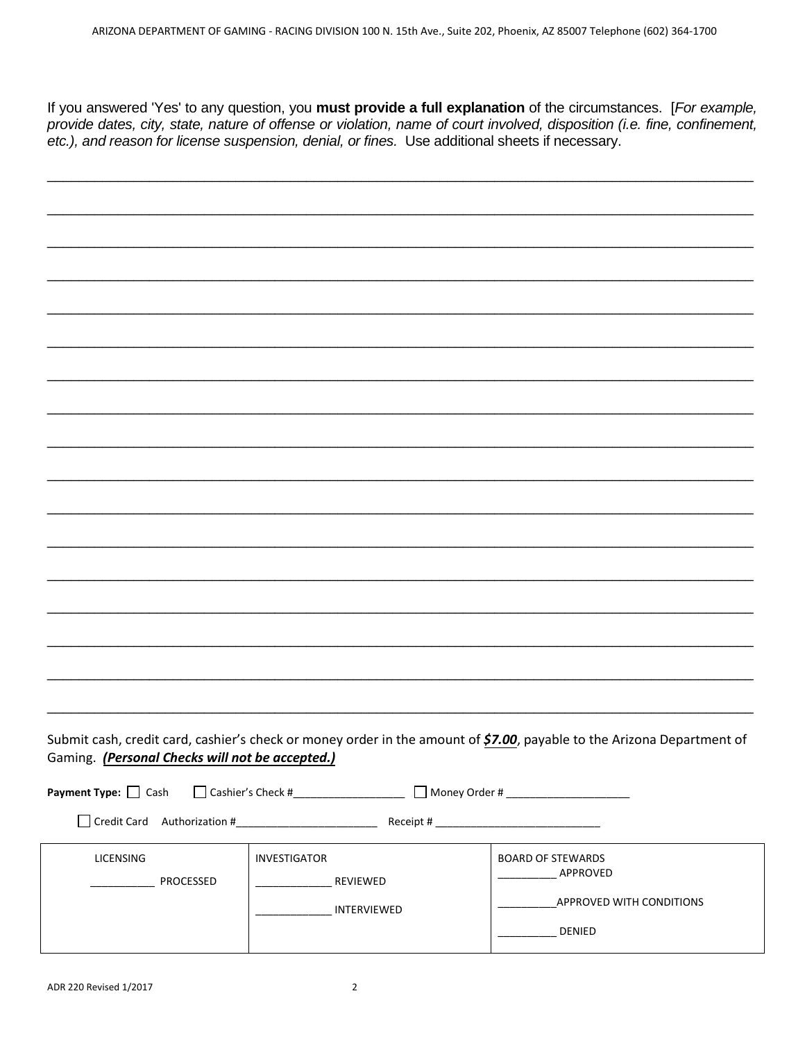If you answered 'Yes' to any question, you **must provide a full explanation** of the circumstances. [*For example, provide dates, city, state, nature of offense or violation, name of court involved, disposition (i.e. fine, confinement, etc.), and reason for license suspension, denial, or fines.* Use additional sheets if necessary.

_______________________________________________________________________________

_______________________________________________________________________________

_______________________________________________________________________________

_______________________________________________________________________________

_______________________________________________________________________________

_______________________________________________________________________________

_______________________________________________________________________________

_______________________________________________________________________________

_______________________________________________________________________________

_______________________________________________________________________________

_______________________________________________________________________________

_______________________________________________________________________________

_______________________________________________________________________________

_______________________________________________________________________________

_______________________________________________________________________________

_______________________________________________________________________________

_______________________________________________________________________________

Submit cash, credit card, cashier's check or money order in the amount of ***$7.00***, payable to the Arizona Department of Gaming. ***(Personal Checks will not be accepted.)***

**Payment Type:** ☐ Cash ☐ Cashier's Check #__________________ ☐ Money Order # ____________________

☐ Credit Card Authorization #_______________________ Receipt # ___________________________

| LICENSING | INVESTIGATOR | BOARD OF STEWARDS |
|---|---|---|
| __________ PROCESSED | ____________ REVIEWED | _________ APPROVED |
| | ____________ INTERVIEWED | _________APPROVED WITH CONDITIONS |
| | | _________ DENIED |

ADR 220 Revised 1/2017